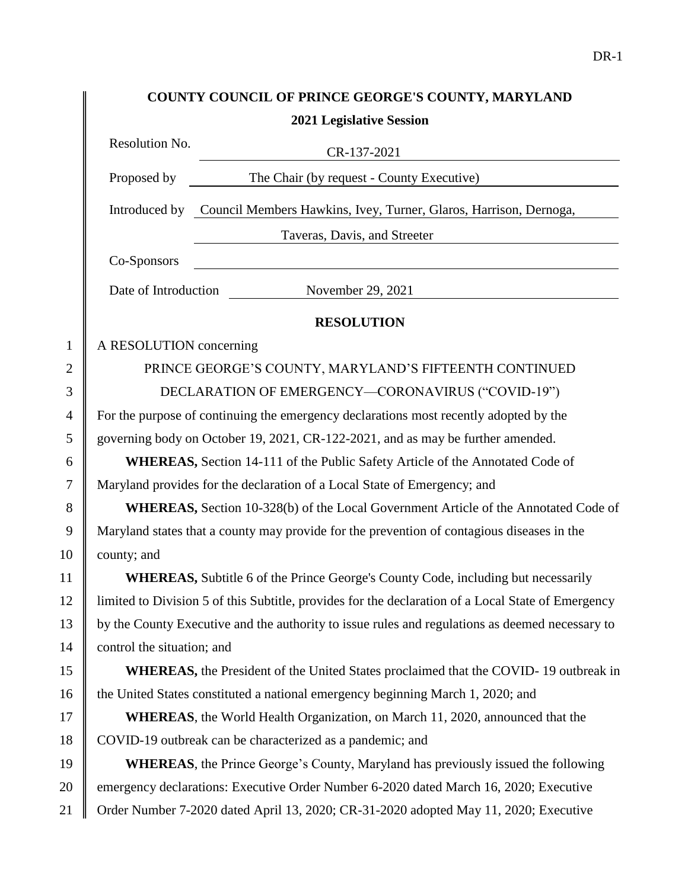# COUNTY COUNCIL OF PRINCE GEORGE'S COUNTY, MARYLAND

## 2021 Legislative Session

Resolution No. CR-137-2021

Proposed by The Chair (by request - County Executive)

Introduced by Council Members Hawkins, Ivey, Turner, Glaros, Harrison, Dernoga, Taveras, Davis, and Streeter

Co-Sponsors

Date of Introduction November 29, 2021

## RESOLUTION

A RESOLUTION concerning

PRINCE GEORGE'S COUNTY, MARYLAND'S FIFTEENTH CONTINUED DECLARATION OF EMERGENCY—CORONAVIRUS ("COVID-19")

For the purpose of continuing the emergency declarations most recently adopted by the governing body on October 19, 2021, CR-122-2021, and as may be further amended.

**WHEREAS,** Section 14-111 of the Public Safety Article of the Annotated Code of Maryland provides for the declaration of a Local State of Emergency; and

**WHEREAS,** Section 10-328(b) of the Local Government Article of the Annotated Code of Maryland states that a county may provide for the prevention of contagious diseases in the county; and

**WHEREAS,** Subtitle 6 of the Prince George's County Code, including but necessarily limited to Division 5 of this Subtitle, provides for the declaration of a Local State of Emergency by the County Executive and the authority to issue rules and regulations as deemed necessary to control the situation; and

**WHEREAS,** the President of the United States proclaimed that the COVID- 19 outbreak in the United States constituted a national emergency beginning March 1, 2020; and

**WHEREAS**, the World Health Organization, on March 11, 2020, announced that the COVID-19 outbreak can be characterized as a pandemic; and

**WHEREAS**, the Prince George's County, Maryland has previously issued the following emergency declarations: Executive Order Number 6-2020 dated March 16, 2020; Executive Order Number 7-2020 dated April 13, 2020; CR-31-2020 adopted May 11, 2020; Executive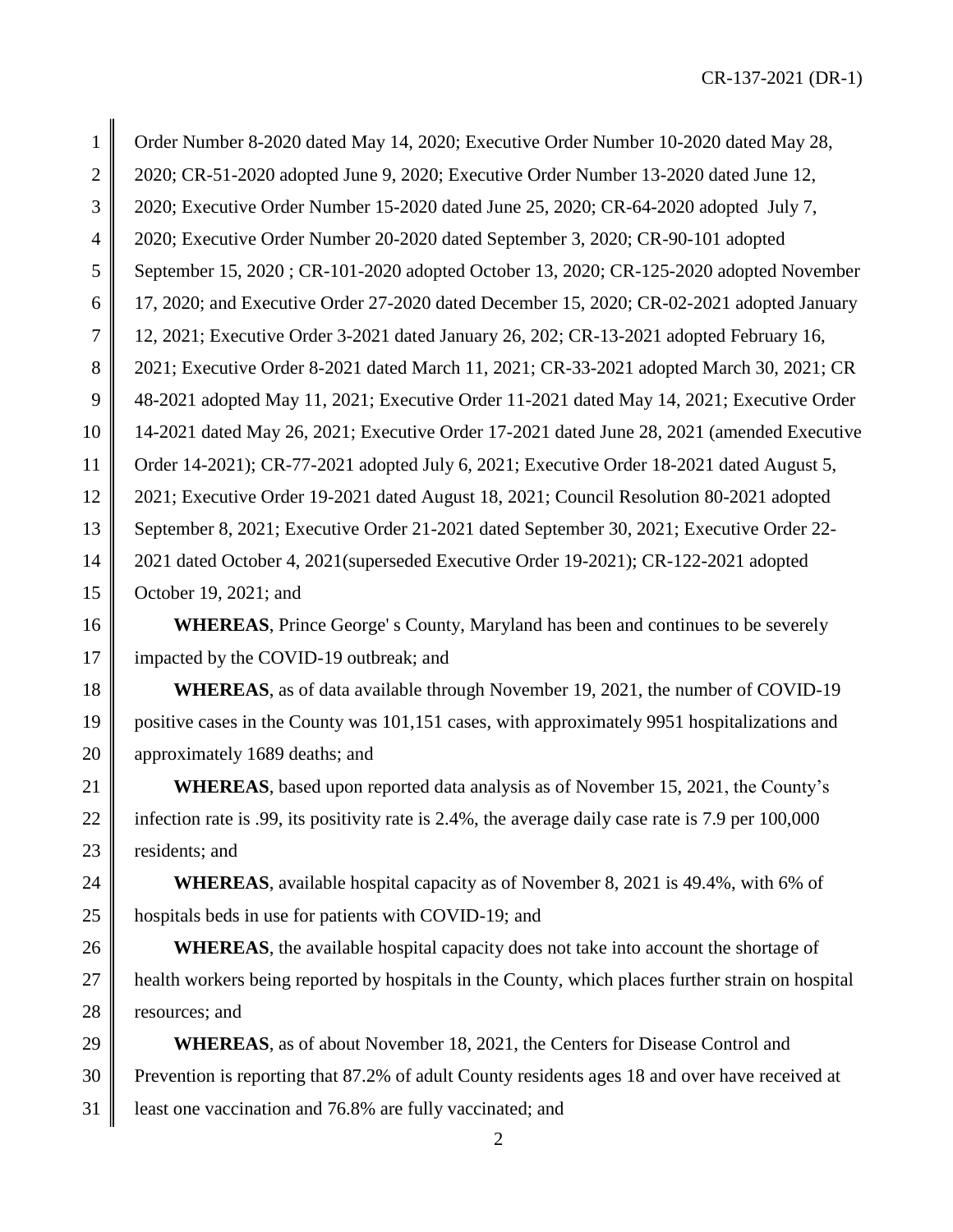Order Number 8-2020 dated May 14, 2020; Executive Order Number 10-2020 dated May 28, 2020; CR-51-2020 adopted June 9, 2020; Executive Order Number 13-2020 dated June 12, 2020; Executive Order Number 15-2020 dated June 25, 2020; CR-64-2020 adopted July 7, 2020; Executive Order Number 20-2020 dated September 3, 2020; CR-90-101 adopted September 15, 2020 ; CR-101-2020 adopted October 13, 2020; CR-125-2020 adopted November 17, 2020; and Executive Order 27-2020 dated December 15, 2020; CR-02-2021 adopted January 12, 2021; Executive Order 3-2021 dated January 26, 202; CR-13-2021 adopted February 16, 2021; Executive Order 8-2021 dated March 11, 2021; CR-33-2021 adopted March 30, 2021; CR 48-2021 adopted May 11, 2021; Executive Order 11-2021 dated May 14, 2021; Executive Order 14-2021 dated May 26, 2021; Executive Order 17-2021 dated June 28, 2021 (amended Executive Order 14-2021); CR-77-2021 adopted July 6, 2021; Executive Order 18-2021 dated August 5, 2021; Executive Order 19-2021 dated August 18, 2021; Council Resolution 80-2021 adopted September 8, 2021; Executive Order 21-2021 dated September 30, 2021; Executive Order 22-2021 dated October 4, 2021(superseded Executive Order 19-2021); CR-122-2021 adopted October 19, 2021; and

**WHEREAS**, Prince George' s County, Maryland has been and continues to be severely impacted by the COVID-19 outbreak; and

**WHEREAS**, as of data available through November 19, 2021, the number of COVID-19 positive cases in the County was 101,151 cases, with approximately 9951 hospitalizations and approximately 1689 deaths; and

**WHEREAS**, based upon reported data analysis as of November 15, 2021, the County's infection rate is .99, its positivity rate is 2.4%, the average daily case rate is 7.9 per 100,000 residents; and

**WHEREAS**, available hospital capacity as of November 8, 2021 is 49.4%, with 6% of hospitals beds in use for patients with COVID-19; and

**WHEREAS**, the available hospital capacity does not take into account the shortage of health workers being reported by hospitals in the County, which places further strain on hospital resources; and

**WHEREAS**, as of about November 18, 2021, the Centers for Disease Control and Prevention is reporting that 87.2% of adult County residents ages 18 and over have received at least one vaccination and 76.8% are fully vaccinated; and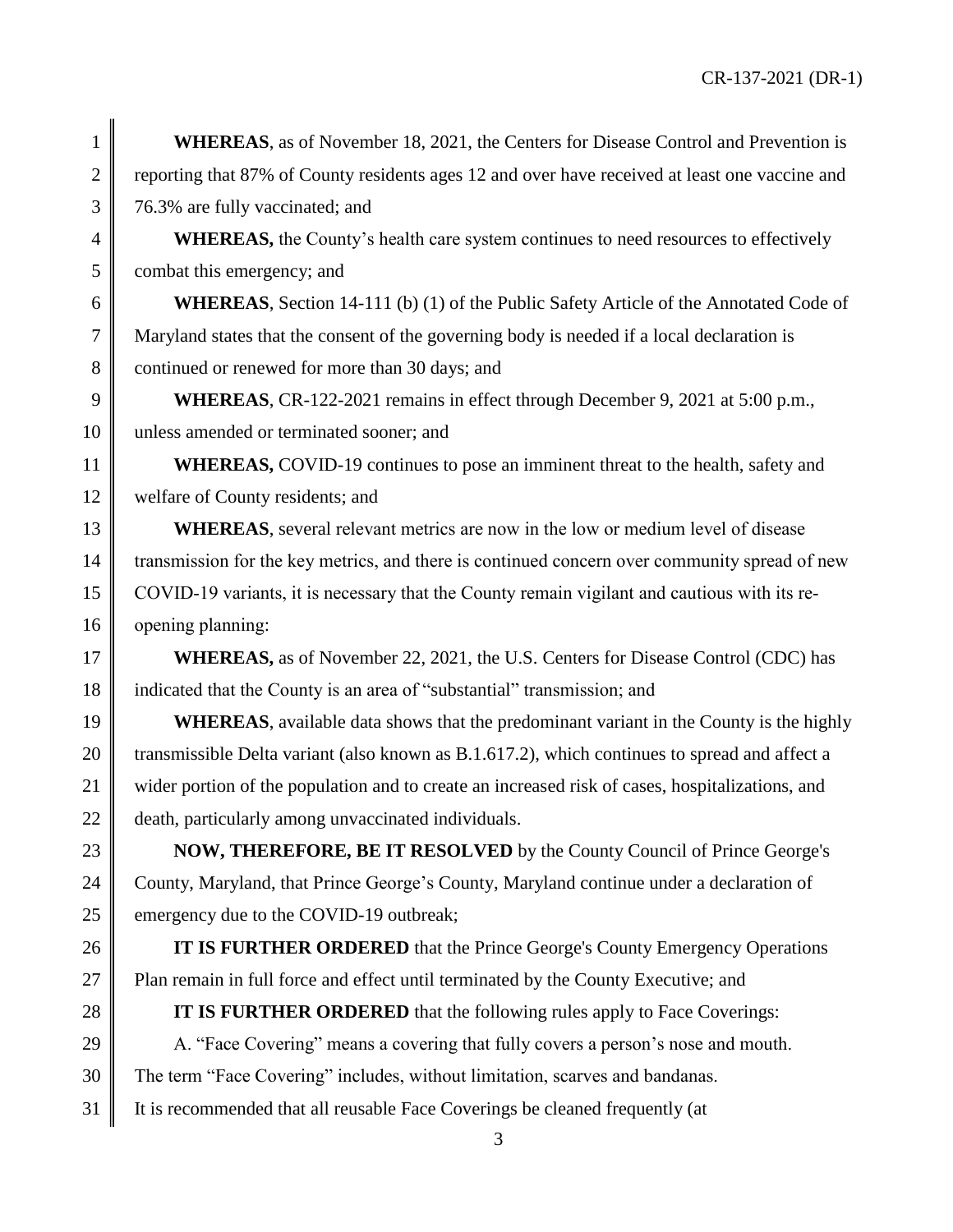**WHEREAS**, as of November 18, 2021, the Centers for Disease Control and Prevention is reporting that 87% of County residents ages 12 and over have received at least one vaccine and 76.3% are fully vaccinated; and

**WHEREAS,** the County's health care system continues to need resources to effectively combat this emergency; and

**WHEREAS**, Section 14-111 (b) (1) of the Public Safety Article of the Annotated Code of Maryland states that the consent of the governing body is needed if a local declaration is continued or renewed for more than 30 days; and

**WHEREAS**, CR-122-2021 remains in effect through December 9, 2021 at 5:00 p.m., unless amended or terminated sooner; and

**WHEREAS,** COVID-19 continues to pose an imminent threat to the health, safety and welfare of County residents; and

**WHEREAS**, several relevant metrics are now in the low or medium level of disease transmission for the key metrics, and there is continued concern over community spread of new COVID-19 variants, it is necessary that the County remain vigilant and cautious with its re-opening planning:

**WHEREAS,** as of November 22, 2021, the U.S. Centers for Disease Control (CDC) has indicated that the County is an area of "substantial" transmission; and

**WHEREAS**, available data shows that the predominant variant in the County is the highly transmissible Delta variant (also known as B.1.617.2), which continues to spread and affect a wider portion of the population and to create an increased risk of cases, hospitalizations, and death, particularly among unvaccinated individuals.

**NOW, THEREFORE, BE IT RESOLVED** by the County Council of Prince George's County, Maryland, that Prince George's County, Maryland continue under a declaration of emergency due to the COVID-19 outbreak;

**IT IS FURTHER ORDERED** that the Prince George's County Emergency Operations Plan remain in full force and effect until terminated by the County Executive; and

**IT IS FURTHER ORDERED** that the following rules apply to Face Coverings:

A. "Face Covering" means a covering that fully covers a person's nose and mouth. The term "Face Covering" includes, without limitation, scarves and bandanas. It is recommended that all reusable Face Coverings be cleaned frequently (at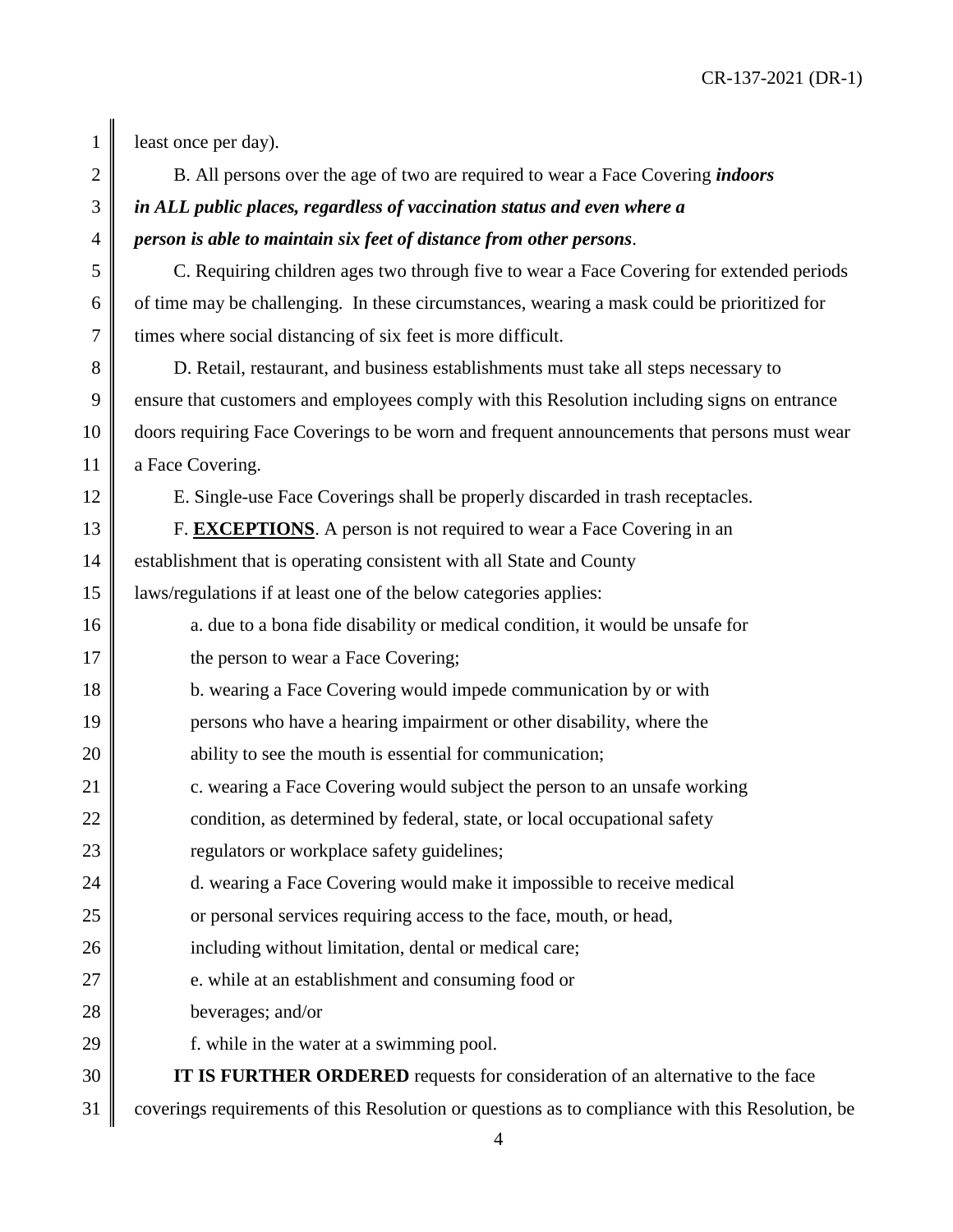least once per day).

B. All persons over the age of two are required to wear a Face Covering ***indoors in ALL public places, regardless of vaccination status and even where a person is able to maintain six feet of distance from other persons***.

C. Requiring children ages two through five to wear a Face Covering for extended periods of time may be challenging. In these circumstances, wearing a mask could be prioritized for times where social distancing of six feet is more difficult.

D. Retail, restaurant, and business establishments must take all steps necessary to ensure that customers and employees comply with this Resolution including signs on entrance doors requiring Face Coverings to be worn and frequent announcements that persons must wear a Face Covering.

E. Single-use Face Coverings shall be properly discarded in trash receptacles.

F. **EXCEPTIONS**. A person is not required to wear a Face Covering in an establishment that is operating consistent with all State and County laws/regulations if at least one of the below categories applies:

a. due to a bona fide disability or medical condition, it would be unsafe for the person to wear a Face Covering;

b. wearing a Face Covering would impede communication by or with persons who have a hearing impairment or other disability, where the ability to see the mouth is essential for communication;

c. wearing a Face Covering would subject the person to an unsafe working condition, as determined by federal, state, or local occupational safety regulators or workplace safety guidelines;

d. wearing a Face Covering would make it impossible to receive medical or personal services requiring access to the face, mouth, or head, including without limitation, dental or medical care;

e. while at an establishment and consuming food or beverages; and/or

f. while in the water at a swimming pool.

**IT IS FURTHER ORDERED** requests for consideration of an alternative to the face coverings requirements of this Resolution or questions as to compliance with this Resolution, be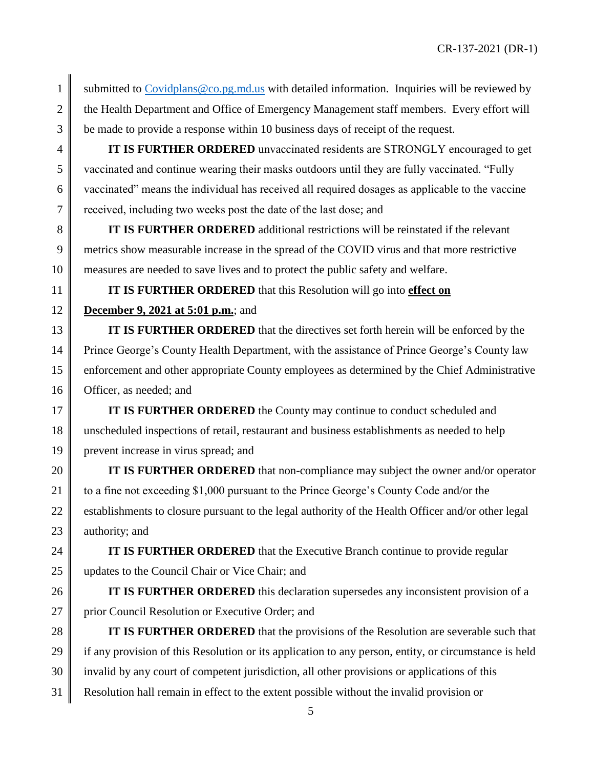submitted to Covidplans@co.pg.md.us with detailed information. Inquiries will be reviewed by the Health Department and Office of Emergency Management staff members. Every effort will be made to provide a response within 10 business days of receipt of the request.

**IT IS FURTHER ORDERED** unvaccinated residents are STRONGLY encouraged to get vaccinated and continue wearing their masks outdoors until they are fully vaccinated. "Fully vaccinated" means the individual has received all required dosages as applicable to the vaccine received, including two weeks post the date of the last dose; and

**IT IS FURTHER ORDERED** additional restrictions will be reinstated if the relevant metrics show measurable increase in the spread of the COVID virus and that more restrictive measures are needed to save lives and to protect the public safety and welfare.

**IT IS FURTHER ORDERED** that this Resolution will go into **effect on December 9, 2021 at 5:01 p.m.**; and

**IT IS FURTHER ORDERED** that the directives set forth herein will be enforced by the Prince George's County Health Department, with the assistance of Prince George's County law enforcement and other appropriate County employees as determined by the Chief Administrative Officer, as needed; and

**IT IS FURTHER ORDERED** the County may continue to conduct scheduled and unscheduled inspections of retail, restaurant and business establishments as needed to help prevent increase in virus spread; and

**IT IS FURTHER ORDERED** that non-compliance may subject the owner and/or operator to a fine not exceeding $1,000 pursuant to the Prince George's County Code and/or the establishments to closure pursuant to the legal authority of the Health Officer and/or other legal authority; and

**IT IS FURTHER ORDERED** that the Executive Branch continue to provide regular updates to the Council Chair or Vice Chair; and

**IT IS FURTHER ORDERED** this declaration supersedes any inconsistent provision of a prior Council Resolution or Executive Order; and

**IT IS FURTHER ORDERED** that the provisions of the Resolution are severable such that if any provision of this Resolution or its application to any person, entity, or circumstance is held invalid by any court of competent jurisdiction, all other provisions or applications of this Resolution hall remain in effect to the extent possible without the invalid provision or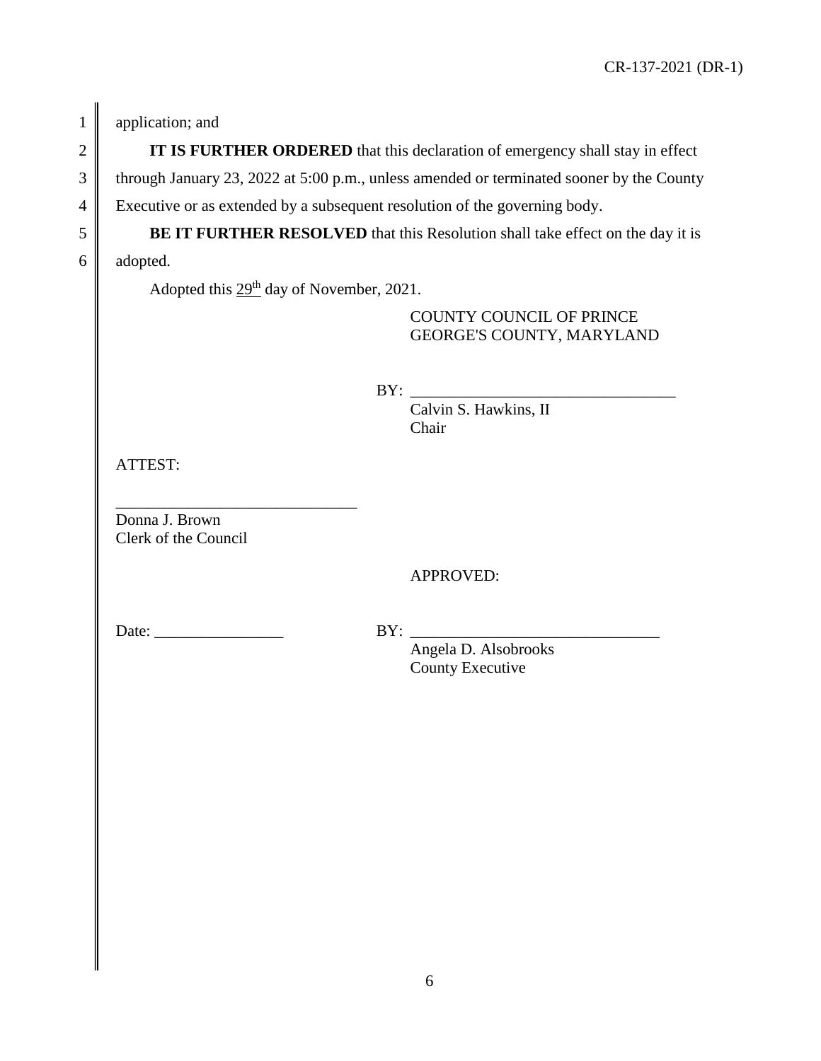application; and

**IT IS FURTHER ORDERED** that this declaration of emergency shall stay in effect through January 23, 2022 at 5:00 p.m., unless amended or terminated sooner by the County Executive or as extended by a subsequent resolution of the governing body.

**BE IT FURTHER RESOLVED** that this Resolution shall take effect on the day it is adopted.

Adopted this 29th day of November, 2021.

COUNTY COUNCIL OF PRINCE GEORGE'S COUNTY, MARYLAND

BY: _________________________________
Calvin S. Hawkins, II
Chair

ATTEST:

______________________________
Donna J. Brown
Clerk of the Council

APPROVED:

Date: ________________

BY: _______________________________
Angela D. Alsobrooks
County Executive